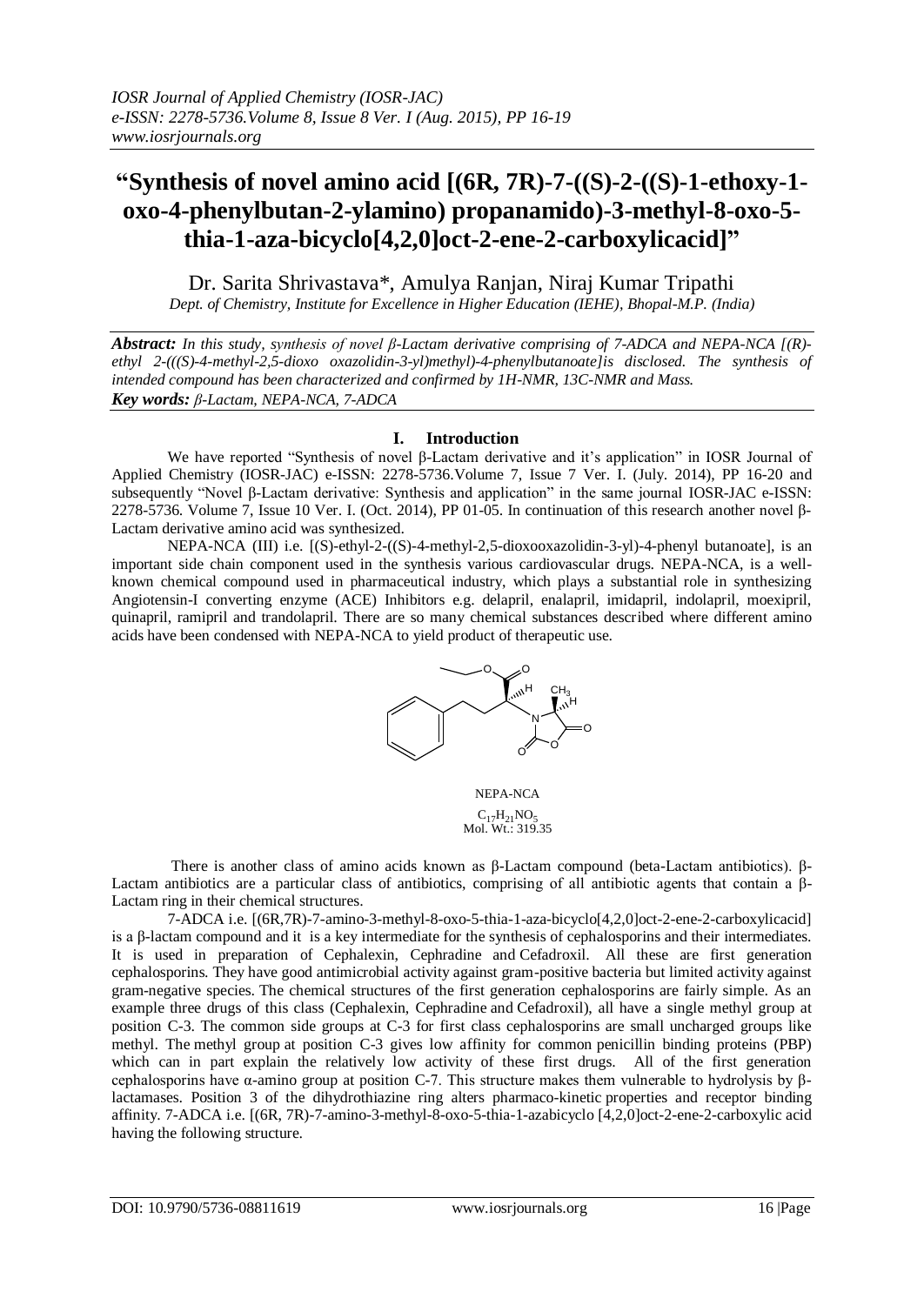# "Synthesis of novel amino acid [(6R, 7R)-7-((S)-2-((S)-1-ethoxy-1-oxo-4-phenylbutan-2-ylamino) propanamido)-3-methyl-8-oxo-5-thia-1-aza-bicyclo[4,2,0]oct-2-ene-2-carboxylicacid]"

Dr. Sarita Shrivastava*, Amulya Ranjan, Niraj Kumar Tripathi

*Dept. of Chemistry, Institute for Excellence in Higher Education (IEHE), Bhopal-M.P. (India)*

***Abstract:*** *In this study, synthesis of novel β-Lactam derivative comprising of 7-ADCA and NEPA-NCA [(R)-ethyl 2-(((S)-4-methyl-2,5-dioxo oxazolidin-3-yl)methyl)-4-phenylbutanoate]is disclosed. The synthesis of intended compound has been characterized and confirmed by 1H-NMR, 13C-NMR and Mass.*

***Key words:*** *β-Lactam, NEPA-NCA, 7-ADCA*

## I. Introduction

We have reported "Synthesis of novel β-Lactam derivative and it's application" in IOSR Journal of Applied Chemistry (IOSR-JAC) e-ISSN: 2278-5736.Volume 7, Issue 7 Ver. I. (July. 2014), PP 16-20 and subsequently "Novel β-Lactam derivative: Synthesis and application" in the same journal IOSR-JAC e-ISSN: 2278-5736. Volume 7, Issue 10 Ver. I. (Oct. 2014), PP 01-05. In continuation of this research another novel β-Lactam derivative amino acid was synthesized.

NEPA-NCA (III) i.e. [(S)-ethyl-2-((S)-4-methyl-2,5-dioxooxazolidin-3-yl)-4-phenyl butanoate], is an important side chain component used in the synthesis various cardiovascular drugs. NEPA-NCA, is a well-known chemical compound used in pharmaceutical industry, which plays a substantial role in synthesizing Angiotensin-I converting enzyme (ACE) Inhibitors e.g. delapril, enalapril, imidapril, indolapril, moexipril, quinapril, ramipril and trandolapril. There are so many chemical substances described where different amino acids have been condensed with NEPA-NCA to yield product of therapeutic use.

NEPA-NCA

$C_{17}H_{21}NO_5$

Mol. Wt.: 319.35

There is another class of amino acids known as β-Lactam compound (beta-Lactam antibiotics). β-Lactam antibiotics are a particular class of antibiotics, comprising of all antibiotic agents that contain a β-Lactam ring in their chemical structures.

7-ADCA i.e. [(6R,7R)-7-amino-3-methyl-8-oxo-5-thia-1-aza-bicyclo[4,2,0]oct-2-ene-2-carboxylicacid] is a β-lactam compound and it is a key intermediate for the synthesis of cephalosporins and their intermediates. It is used in preparation of Cephalexin, Cephradine and Cefadroxil. All these are first generation cephalosporins. They have good antimicrobial activity against gram-positive bacteria but limited activity against gram-negative species. The chemical structures of the first generation cephalosporins are fairly simple. As an example three drugs of this class (Cephalexin, Cephradine and Cefadroxil), all have a single methyl group at position C-3. The common side groups at C-3 for first class cephalosporins are small uncharged groups like methyl. The methyl group at position C-3 gives low affinity for common penicillin binding proteins (PBP) which can in part explain the relatively low activity of these first drugs. All of the first generation cephalosporins have α-amino group at position C-7. This structure makes them vulnerable to hydrolysis by β-lactamases. Position 3 of the dihydrothiazine ring alters pharmaco-kinetic properties and receptor binding affinity. 7-ADCA i.e. [(6R, 7R)-7-amino-3-methyl-8-oxo-5-thia-1-azabicyclo [4,2,0]oct-2-ene-2-carboxylic acid having the following structure.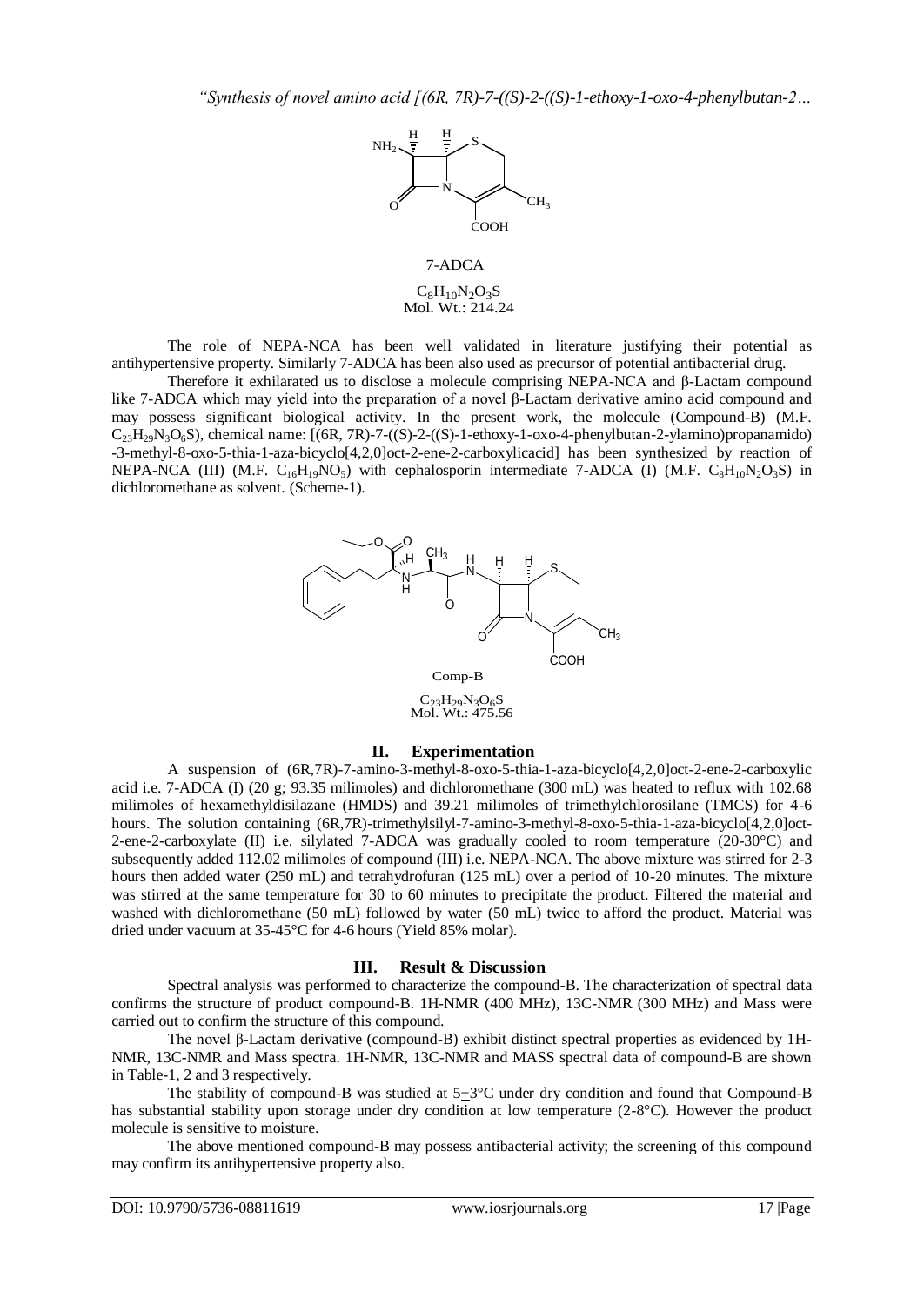7-ADCA

$C_8H_{10}N_2O_3S$
Mol. Wt.: 214.24

The role of NEPA-NCA has been well validated in literature justifying their potential as antihypertensive property. Similarly 7-ADCA has been also used as precursor of potential antibacterial drug.

Therefore it exhilarated us to disclose a molecule comprising NEPA-NCA and β-Lactam compound like 7-ADCA which may yield into the preparation of a novel β-Lactam derivative amino acid compound and may possess significant biological activity. In the present work, the molecule (Compound-B) (M.F. $C_{23}H_{29}N_3O_6S$), chemical name: [(6R, 7R)-7-((S)-2-((S)-1-ethoxy-1-oxo-4-phenylbutan-2-ylamino)propanamido) -3-methyl-8-oxo-5-thia-1-aza-bicyclo[4,2,0]oct-2-ene-2-carboxylicacid] has been synthesized by reaction of NEPA-NCA (III) (M.F. $C_{16}H_{19}NO_5$) with cephalosporin intermediate 7-ADCA (I) (M.F. $C_8H_{10}N_2O_3S$) in dichloromethane as solvent. (Scheme-1).

Comp-B

$C_{23}H_{29}N_3O_6S$
Mol. Wt.: 475.56

## II. Experimentation

A suspension of (6R,7R)-7-amino-3-methyl-8-oxo-5-thia-1-aza-bicyclo[4,2,0]oct-2-ene-2-carboxylic acid i.e. 7-ADCA (I) (20 g; 93.35 milimoles) and dichloromethane (300 mL) was heated to reflux with 102.68 milimoles of hexamethyldisilazane (HMDS) and 39.21 milimoles of trimethylchlorosilane (TMCS) for 4-6 hours. The solution containing (6R,7R)-trimethylsilyl-7-amino-3-methyl-8-oxo-5-thia-1-aza-bicyclo[4,2,0]oct-2-ene-2-carboxylate (II) i.e. silylated 7-ADCA was gradually cooled to room temperature (20-30°C) and subsequently added 112.02 milimoles of compound (III) i.e. NEPA-NCA. The above mixture was stirred for 2-3 hours then added water (250 mL) and tetrahydrofuran (125 mL) over a period of 10-20 minutes. The mixture was stirred at the same temperature for 30 to 60 minutes to precipitate the product. Filtered the material and washed with dichloromethane (50 mL) followed by water (50 mL) twice to afford the product. Material was dried under vacuum at 35-45°C for 4-6 hours (Yield 85% molar).

## III. Result & Discussion

Spectral analysis was performed to characterize the compound-B. The characterization of spectral data confirms the structure of product compound-B. 1H-NMR (400 MHz), 13C-NMR (300 MHz) and Mass were carried out to confirm the structure of this compound.

The novel β-Lactam derivative (compound-B) exhibit distinct spectral properties as evidenced by 1H-NMR, 13C-NMR and Mass spectra. 1H-NMR, 13C-NMR and MASS spectral data of compound-B are shown in Table-1, 2 and 3 respectively.

The stability of compound-B was studied at 5±3°C under dry condition and found that Compound-B has substantial stability upon storage under dry condition at low temperature (2-8°C). However the product molecule is sensitive to moisture.

The above mentioned compound-B may possess antibacterial activity; the screening of this compound may confirm its antihypertensive property also.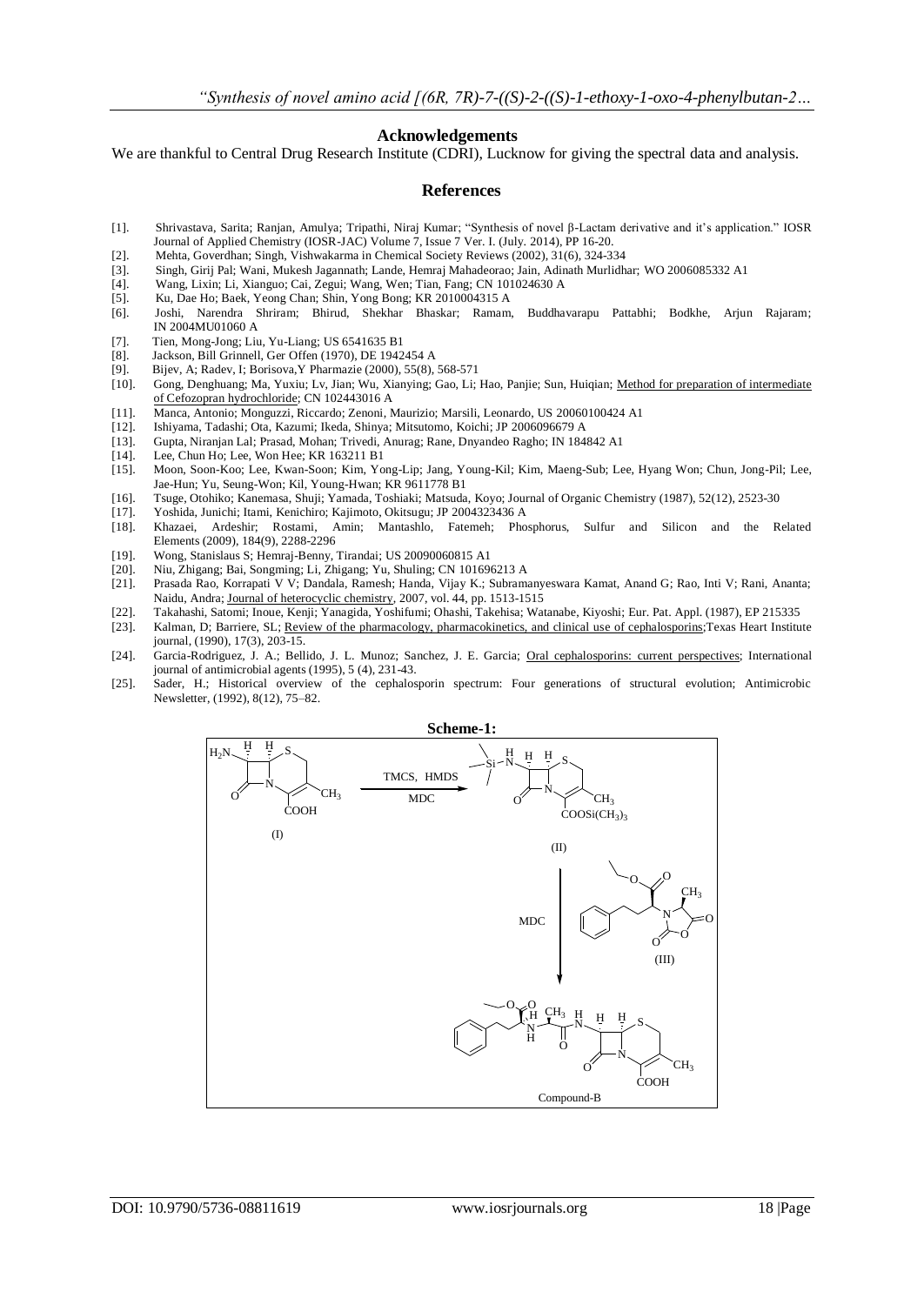## Acknowledgements

We are thankful to Central Drug Research Institute (CDRI), Lucknow for giving the spectral data and analysis.

## References

- [1]. Shrivastava, Sarita; Ranjan, Amulya; Tripathi, Niraj Kumar; "Synthesis of novel β-Lactam derivative and it's application." IOSR Journal of Applied Chemistry (IOSR-JAC) Volume 7, Issue 7 Ver. I. (July. 2014), PP 16-20.
- [2]. Mehta, Goverdhan; Singh, Vishwakarma in Chemical Society Reviews (2002), 31(6), 324-334
- [3]. Singh, Girij Pal; Wani, Mukesh Jagannath; Lande, Hemraj Mahadeorao; Jain, Adinath Murlidhar; WO 2006085332 A1
- [4]. Wang, Lixin; Li, Xianguo; Cai, Zegui; Wang, Wen; Tian, Fang; CN 101024630 A
- [5]. Ku, Dae Ho; Baek, Yeong Chan; Shin, Yong Bong; KR 2010004315 A
- [6]. Joshi, Narendra Shriram; Bhirud, Shekhar Bhaskar; Ramam, Buddhavarapu Pattabhi; Bodkhe, Arjun Rajaram; IN 2004MU01060 A
- [7]. Tien, Mong-Jong; Liu, Yu-Liang; US 6541635 B1
- [8]. Jackson, Bill Grinnell, Ger Offen (1970), DE 1942454 A
- [9]. Bijev, A; Radev, I; Borisova,Y Pharmazie (2000), 55(8), 568-571
- [10]. Gong, Denghuang; Ma, Yuxiu; Lv, Jian; Wu, Xianying; Gao, Li; Hao, Panjie; Sun, Huiqian; Method for preparation of intermediate of Cefozopran hydrochloride; CN 102443016 A
- [11]. Manca, Antonio; Monguzzi, Riccardo; Zenoni, Maurizio; Marsili, Leonardo, US 20060100424 A1
- [12]. Ishiyama, Tadashi; Ota, Kazumi; Ikeda, Shinya; Mitsutomo, Koichi; JP 2006096679 A
- [13]. Gupta, Niranjan Lal; Prasad, Mohan; Trivedi, Anurag; Rane, Dnyandeo Ragho; IN 184842 A1
- [14]. Lee, Chun Ho; Lee, Won Hee; KR 163211 B1
- [15]. Moon, Soon-Koo; Lee, Kwan-Soon; Kim, Yong-Lip; Jang, Young-Kil; Kim, Maeng-Sub; Lee, Hyang Won; Chun, Jong-Pil; Lee, Jae-Hun; Yu, Seung-Won; Kil, Young-Hwan; KR 9611778 B1
- [16]. Tsuge, Otohiko; Kanemasa, Shuji; Yamada, Toshiaki; Matsuda, Koyo; Journal of Organic Chemistry (1987), 52(12), 2523-30
- [17]. Yoshida, Junichi; Itami, Kenichiro; Kajimoto, Okitsugu; JP 2004323436 A
- [18]. Khazaei, Ardeshir; Rostami, Amin; Mantashlo, Fatemeh; Phosphorus, Sulfur and Silicon and the Related Elements (2009), 184(9), 2288-2296
- [19]. Wong, Stanislaus S; Hemraj-Benny, Tirandai; US 20090060815 A1
- [20]. Niu, Zhigang; Bai, Songming; Li, Zhigang; Yu, Shuling; CN 101696213 A
- [21]. Prasada Rao, Korrapati V V; Dandala, Ramesh; Handa, Vijay K.; Subramanyeswara Kamat, Anand G; Rao, Inti V; Rani, Ananta; Naidu, Andra; Journal of heterocyclic chemistry, 2007, vol. 44, pp. 1513-1515
- [22]. Takahashi, Satomi; Inoue, Kenji; Yanagida, Yoshifumi; Ohashi, Takehisa; Watanabe, Kiyoshi; Eur. Pat. Appl. (1987), EP 215335
- [23]. Kalman, D; Barriere, SL; Review of the pharmacology, pharmacokinetics, and clinical use of cephalosporins;Texas Heart Institute journal, (1990), 17(3), 203-15.
- [24]. Garcia-Rodriguez, J. A.; Bellido, J. L. Munoz; Sanchez, J. E. Garcia; Oral cephalosporins: current perspectives; International journal of antimicrobial agents (1995), 5 (4), 231-43.
- [25]. Sader, H.; Historical overview of the cephalosporin spectrum: Four generations of structural evolution; Antimicrobic Newsletter, (1992), 8(12), 75–82.

**Scheme-1:**

(I) $\xrightarrow{\text{TMCS, HMDS / MDC}}$ (II) $\xrightarrow{\text{(III), MDC}}$ Compound-B

(I): $H_2N$, H, H, S, N, O, $CH_3$, COOH

(II): Si, N, H, H, H, S, N, O, $CH_3$, $COOSi(CH_3)_3$

(III): O, O, $CH_3$, N, O, O, O

Compound-B: O, O, H, $CH_3$, H, N, H, H, S, N, H, O, N, O, $CH_3$, COOH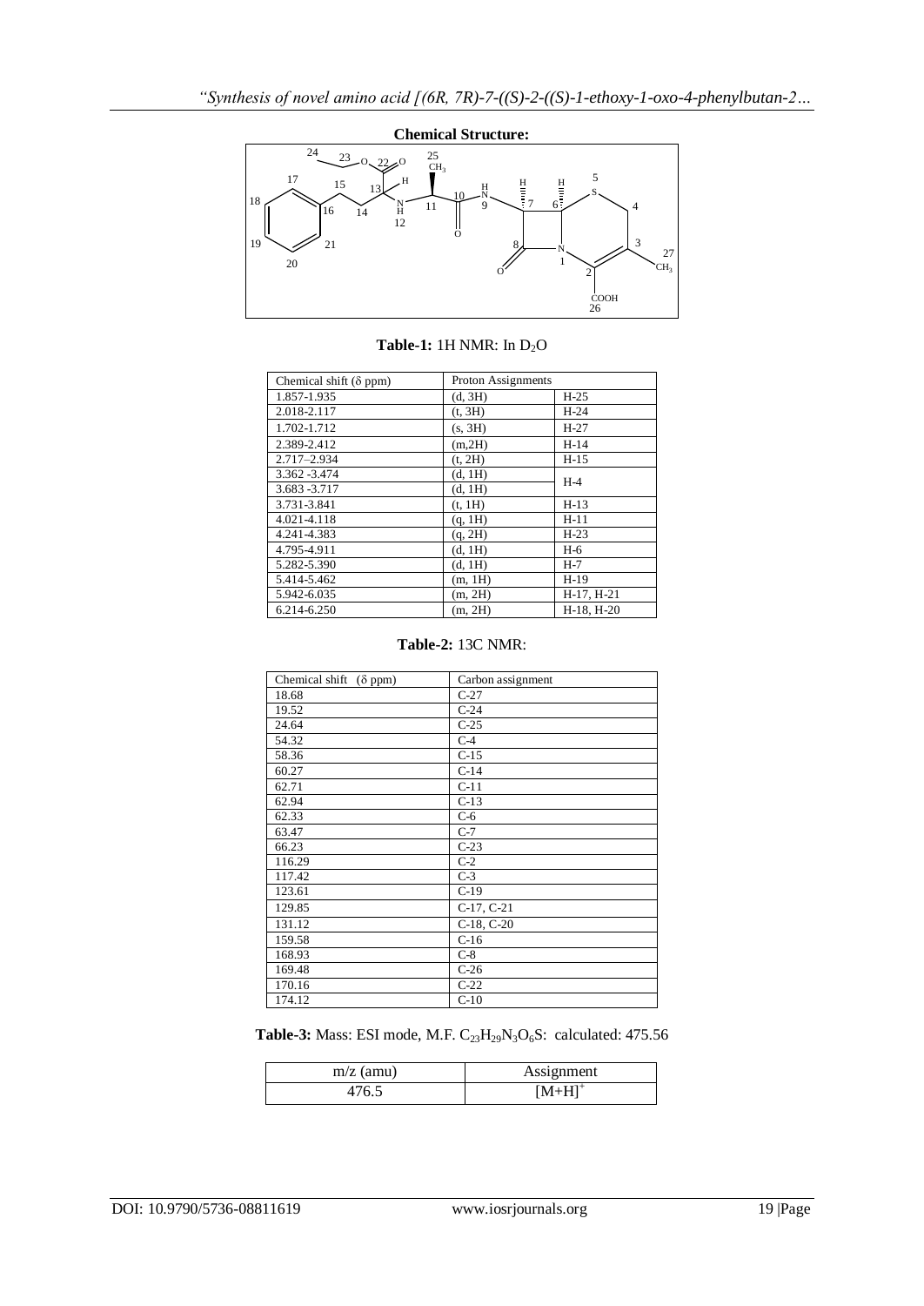**Chemical Structure:**

24 23 O 22 O 25 $CH_3$ 17 15 13 H 10 H N 9 H 7 H 6 5 S 18 16 14 N H 12 11 O 4 19 21 8 N 1 3 27 $CH_3$ 20 O 2 COOH 26

**Table-1:** 1H NMR: In $D_2O$

| Chemical shift (δ ppm) | Proton Assignments | |
|---|---|---|
| 1.857-1.935 | (d, 3H) | H-25 |
| 2.018-2.117 | (t, 3H) | H-24 |
| 1.702-1.712 | (s, 3H) | H-27 |
| 2.389-2.412 | (m,2H) | H-14 |
| 2.717–2.934 | (t, 2H) | H-15 |
| 3.362 -3.474 | (d, 1H) | H-4 |
| 3.683 -3.717 | (d, 1H) | |
| 3.731-3.841 | (t, 1H) | H-13 |
| 4.021-4.118 | (q, 1H) | H-11 |
| 4.241-4.383 | (q, 2H) | H-23 |
| 4.795-4.911 | (d, 1H) | H-6 |
| 5.282-5.390 | (d, 1H) | H-7 |
| 5.414-5.462 | (m, 1H) | H-19 |
| 5.942-6.035 | (m, 2H) | H-17, H-21 |
| 6.214-6.250 | (m, 2H) | H-18, H-20 |

**Table-2:** 13C NMR:

| Chemical shift (δ ppm) | Carbon assignment |
|---|---|
| 18.68 | C-27 |
| 19.52 | C-24 |
| 24.64 | C-25 |
| 54.32 | C-4 |
| 58.36 | C-15 |
| 60.27 | C-14 |
| 62.71 | C-11 |
| 62.94 | C-13 |
| 62.33 | C-6 |
| 63.47 | C-7 |
| 66.23 | C-23 |
| 116.29 | C-2 |
| 117.42 | C-3 |
| 123.61 | C-19 |
| 129.85 | C-17, C-21 |
| 131.12 | C-18, C-20 |
| 159.58 | C-16 |
| 168.93 | C-8 |
| 169.48 | C-26 |
| 170.16 | C-22 |
| 174.12 | C-10 |

**Table-3:** Mass: ESI mode, M.F. $C_{23}H_{29}N_3O_6S$: calculated: 475.56

| m/z (amu) | Assignment |
|---|---|
| 476.5 | $[M+H]^+$ |